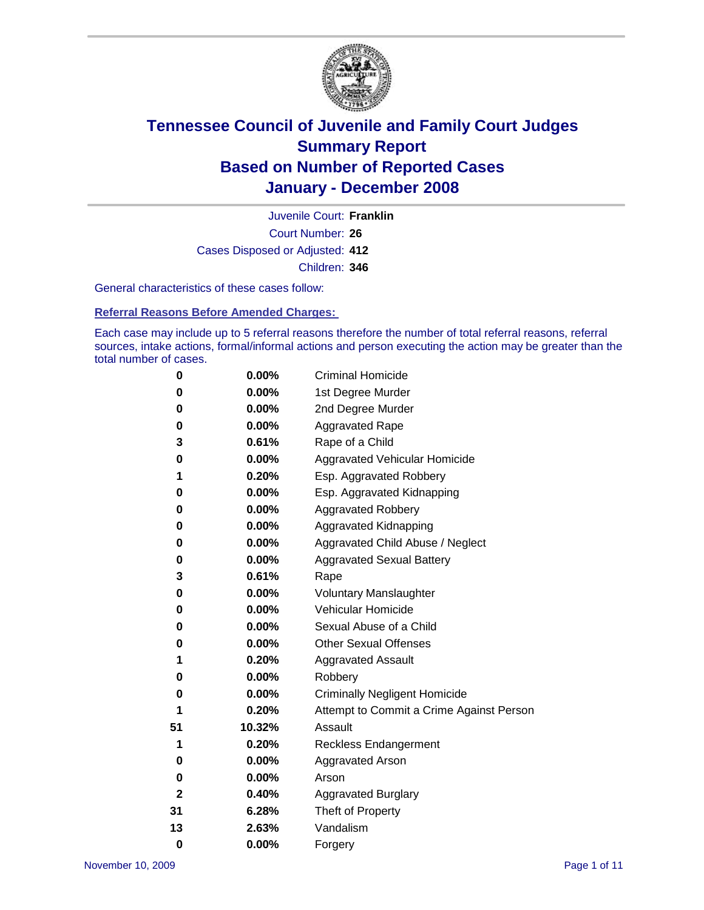# Tennessee Council of Juvenile and Family Court Judges
## Summary Report
## Based on Number of Reported Cases
## January - December 2008

Juvenile Court: **Franklin**

Court Number: **26**

Cases Disposed or Adjusted: **412**

Children: **346**

General characteristics of these cases follow:

### Referral Reasons Before Amended Charges:

Each case may include up to 5 referral reasons therefore the number of total referral reasons, referral sources, intake actions, formal/informal actions and person executing the action may be greater than the total number of cases.

| | | |
|---|---|---|
| 0 | 0.00% | Criminal Homicide |
| 0 | 0.00% | 1st Degree Murder |
| 0 | 0.00% | 2nd Degree Murder |
| 0 | 0.00% | Aggravated Rape |
| 3 | 0.61% | Rape of a Child |
| 0 | 0.00% | Aggravated Vehicular Homicide |
| 1 | 0.20% | Esp. Aggravated Robbery |
| 0 | 0.00% | Esp. Aggravated Kidnapping |
| 0 | 0.00% | Aggravated Robbery |
| 0 | 0.00% | Aggravated Kidnapping |
| 0 | 0.00% | Aggravated Child Abuse / Neglect |
| 0 | 0.00% | Aggravated Sexual Battery |
| 3 | 0.61% | Rape |
| 0 | 0.00% | Voluntary Manslaughter |
| 0 | 0.00% | Vehicular Homicide |
| 0 | 0.00% | Sexual Abuse of a Child |
| 0 | 0.00% | Other Sexual Offenses |
| 1 | 0.20% | Aggravated Assault |
| 0 | 0.00% | Robbery |
| 0 | 0.00% | Criminally Negligent Homicide |
| 1 | 0.20% | Attempt to Commit a Crime Against Person |
| 51 | 10.32% | Assault |
| 1 | 0.20% | Reckless Endangerment |
| 0 | 0.00% | Aggravated Arson |
| 0 | 0.00% | Arson |
| 2 | 0.40% | Aggravated Burglary |
| 31 | 6.28% | Theft of Property |
| 13 | 2.63% | Vandalism |
| 0 | 0.00% | Forgery |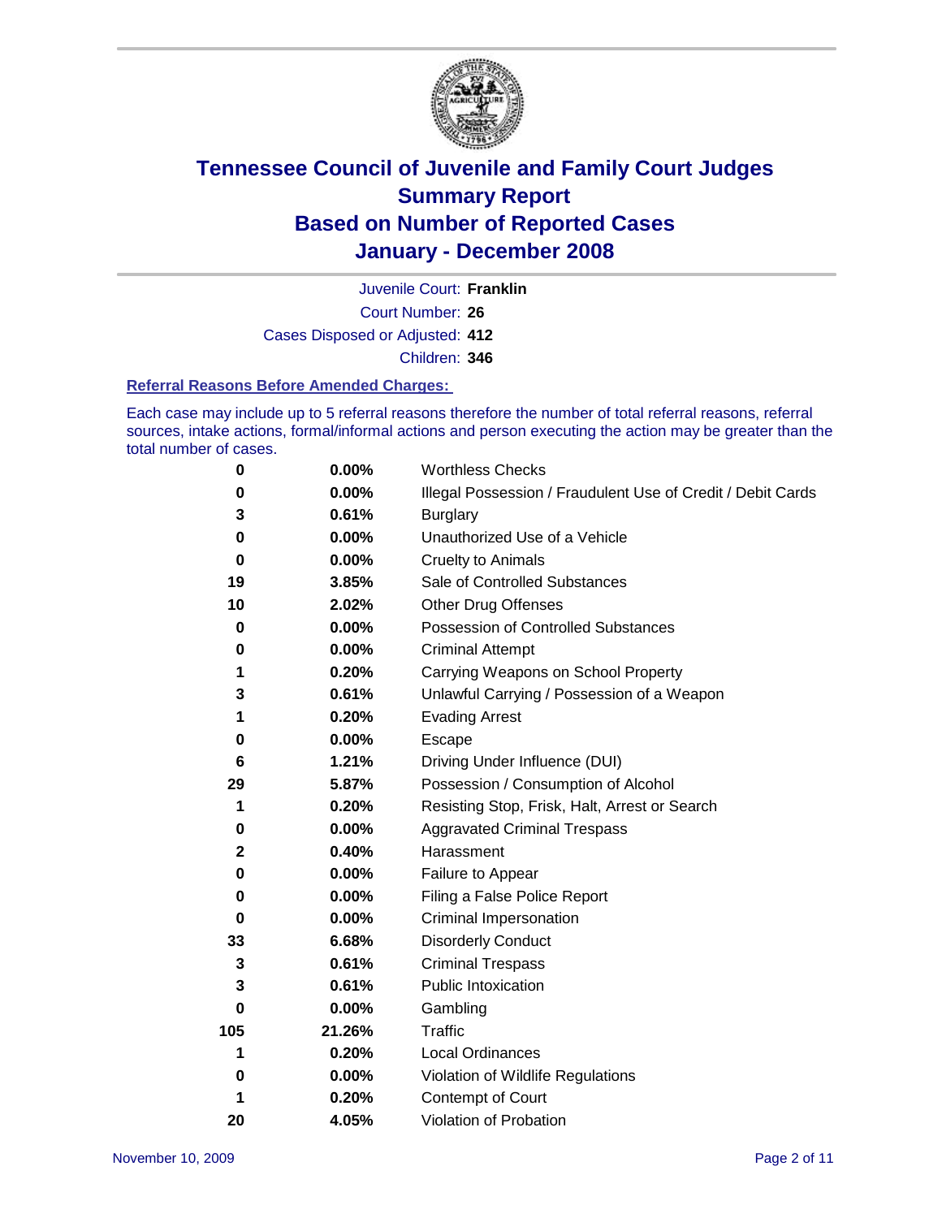# Tennessee Council of Juvenile and Family Court Judges
## Summary Report
## Based on Number of Reported Cases
## January - December 2008

Juvenile Court: **Franklin**

Court Number: **26**

Cases Disposed or Adjusted: **412**

Children: **346**

### Referral Reasons Before Amended Charges:

Each case may include up to 5 referral reasons therefore the number of total referral reasons, referral sources, intake actions, formal/informal actions and person executing the action may be greater than the total number of cases.

| Count | Percent | Referral Reason |
|---|---|---|
| 0 | 0.00% | Worthless Checks |
| 0 | 0.00% | Illegal Possession / Fraudulent Use of Credit / Debit Cards |
| 3 | 0.61% | Burglary |
| 0 | 0.00% | Unauthorized Use of a Vehicle |
| 0 | 0.00% | Cruelty to Animals |
| 19 | 3.85% | Sale of Controlled Substances |
| 10 | 2.02% | Other Drug Offenses |
| 0 | 0.00% | Possession of Controlled Substances |
| 0 | 0.00% | Criminal Attempt |
| 1 | 0.20% | Carrying Weapons on School Property |
| 3 | 0.61% | Unlawful Carrying / Possession of a Weapon |
| 1 | 0.20% | Evading Arrest |
| 0 | 0.00% | Escape |
| 6 | 1.21% | Driving Under Influence (DUI) |
| 29 | 5.87% | Possession / Consumption of Alcohol |
| 1 | 0.20% | Resisting Stop, Frisk, Halt, Arrest or Search |
| 0 | 0.00% | Aggravated Criminal Trespass |
| 2 | 0.40% | Harassment |
| 0 | 0.00% | Failure to Appear |
| 0 | 0.00% | Filing a False Police Report |
| 0 | 0.00% | Criminal Impersonation |
| 33 | 6.68% | Disorderly Conduct |
| 3 | 0.61% | Criminal Trespass |
| 3 | 0.61% | Public Intoxication |
| 0 | 0.00% | Gambling |
| 105 | 21.26% | Traffic |
| 1 | 0.20% | Local Ordinances |
| 0 | 0.00% | Violation of Wildlife Regulations |
| 1 | 0.20% | Contempt of Court |
| 20 | 4.05% | Violation of Probation |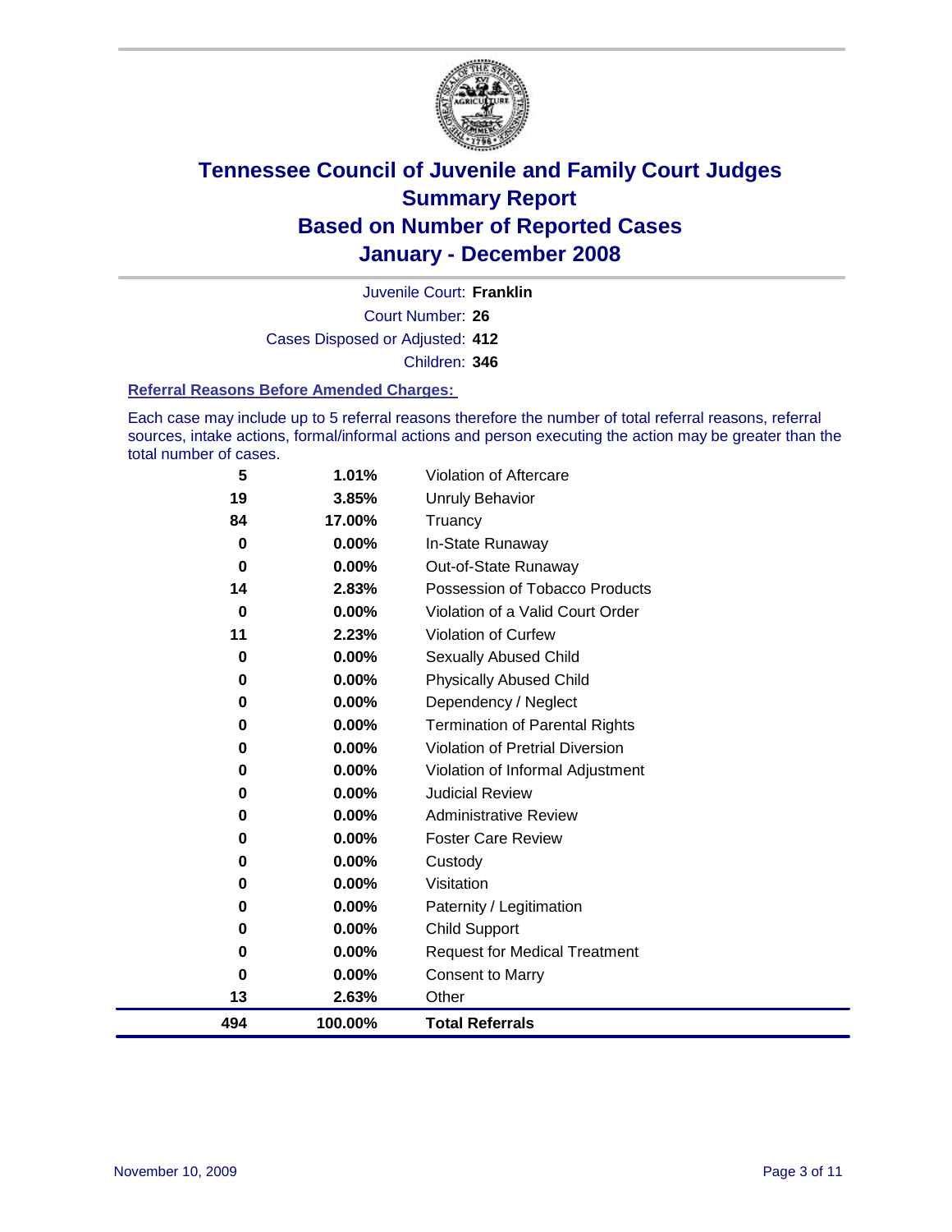# Tennessee Council of Juvenile and Family Court Judges
## Summary Report
## Based on Number of Reported Cases
## January - December 2008

Juvenile Court: **Franklin**

Court Number: **26**

Cases Disposed or Adjusted: **412**

Children: **346**

### Referral Reasons Before Amended Charges:

Each case may include up to 5 referral reasons therefore the number of total referral reasons, referral sources, intake actions, formal/informal actions and person executing the action may be greater than the total number of cases.

| Count | Percent | Reason |
|---|---|---|
| 5 | 1.01% | Violation of Aftercare |
| 19 | 3.85% | Unruly Behavior |
| 84 | 17.00% | Truancy |
| 0 | 0.00% | In-State Runaway |
| 0 | 0.00% | Out-of-State Runaway |
| 14 | 2.83% | Possession of Tobacco Products |
| 0 | 0.00% | Violation of a Valid Court Order |
| 11 | 2.23% | Violation of Curfew |
| 0 | 0.00% | Sexually Abused Child |
| 0 | 0.00% | Physically Abused Child |
| 0 | 0.00% | Dependency / Neglect |
| 0 | 0.00% | Termination of Parental Rights |
| 0 | 0.00% | Violation of Pretrial Diversion |
| 0 | 0.00% | Violation of Informal Adjustment |
| 0 | 0.00% | Judicial Review |
| 0 | 0.00% | Administrative Review |
| 0 | 0.00% | Foster Care Review |
| 0 | 0.00% | Custody |
| 0 | 0.00% | Visitation |
| 0 | 0.00% | Paternity / Legitimation |
| 0 | 0.00% | Child Support |
| 0 | 0.00% | Request for Medical Treatment |
| 0 | 0.00% | Consent to Marry |
| 13 | 2.63% | Other |
| **494** | **100.00%** | **Total Referrals** |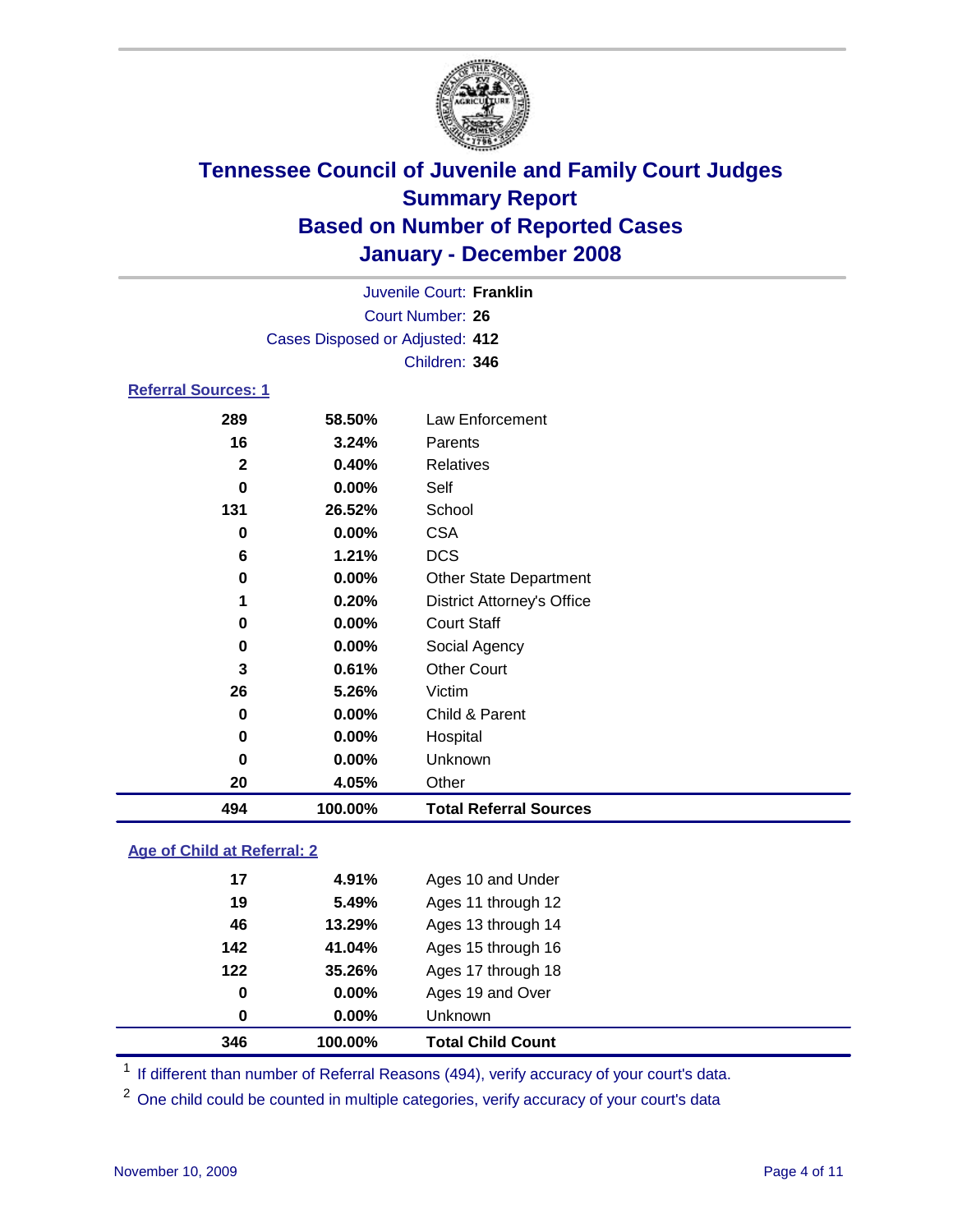# Tennessee Council of Juvenile and Family Court Judges
## Summary Report
## Based on Number of Reported Cases
## January - December 2008

Juvenile Court: **Franklin**
Court Number: **26**
Cases Disposed or Adjusted: **412**
Children: **346**

### Referral Sources: 1

| | | |
|---|---|---|
| 289 | 58.50% | Law Enforcement |
| 16 | 3.24% | Parents |
| 2 | 0.40% | Relatives |
| 0 | 0.00% | Self |
| 131 | 26.52% | School |
| 0 | 0.00% | CSA |
| 6 | 1.21% | DCS |
| 0 | 0.00% | Other State Department |
| 1 | 0.20% | District Attorney's Office |
| 0 | 0.00% | Court Staff |
| 0 | 0.00% | Social Agency |
| 3 | 0.61% | Other Court |
| 26 | 5.26% | Victim |
| 0 | 0.00% | Child & Parent |
| 0 | 0.00% | Hospital |
| 0 | 0.00% | Unknown |
| 20 | 4.05% | Other |
| **494** | **100.00%** | **Total Referral Sources** |

### Age of Child at Referral: 2

| | | |
|---|---|---|
| 17 | 4.91% | Ages 10 and Under |
| 19 | 5.49% | Ages 11 through 12 |
| 46 | 13.29% | Ages 13 through 14 |
| 142 | 41.04% | Ages 15 through 16 |
| 122 | 35.26% | Ages 17 through 18 |
| 0 | 0.00% | Ages 19 and Over |
| 0 | 0.00% | Unknown |
| **346** | **100.00%** | **Total Child Count** |

[1] If different than number of Referral Reasons (494), verify accuracy of your court's data.

[2] One child could be counted in multiple categories, verify accuracy of your court's data

November 10, 2009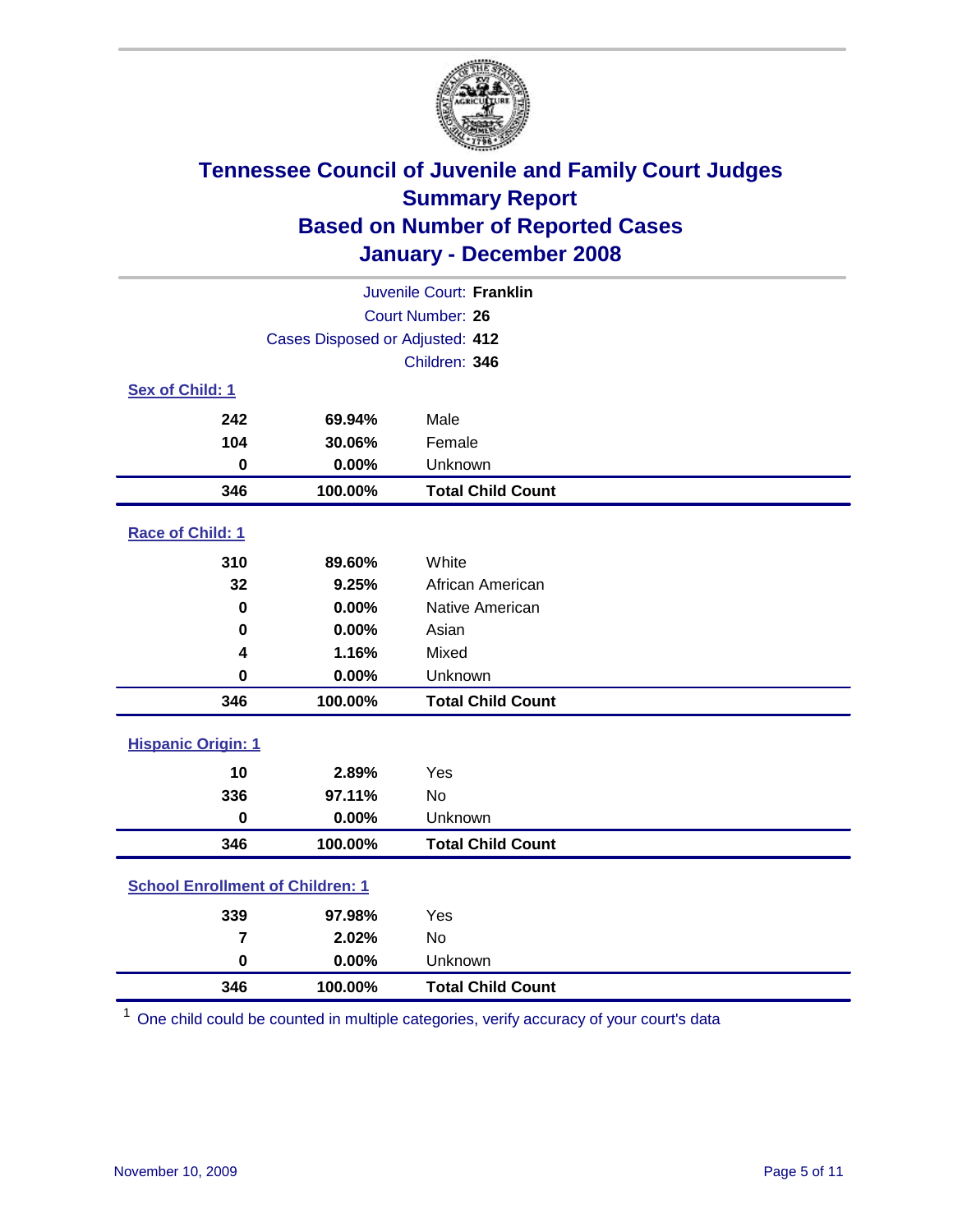# Tennessee Council of Juvenile and Family Court Judges
## Summary Report
## Based on Number of Reported Cases
## January - December 2008

Juvenile Court: **Franklin**
Court Number: **26**
Cases Disposed or Adjusted: **412**
Children: **346**

### Sex of Child: 1

| | | |
|---|---|---|
| 242 | 69.94% | Male |
| 104 | 30.06% | Female |
| 0 | 0.00% | Unknown |
| **346** | **100.00%** | **Total Child Count** |

### Race of Child: 1

| | | |
|---|---|---|
| 310 | 89.60% | White |
| 32 | 9.25% | African American |
| 0 | 0.00% | Native American |
| 0 | 0.00% | Asian |
| 4 | 1.16% | Mixed |
| 0 | 0.00% | Unknown |
| **346** | **100.00%** | **Total Child Count** |

### Hispanic Origin: 1

| | | |
|---|---|---|
| 10 | 2.89% | Yes |
| 336 | 97.11% | No |
| 0 | 0.00% | Unknown |
| **346** | **100.00%** | **Total Child Count** |

### School Enrollment of Children: 1

| | | |
|---|---|---|
| 339 | 97.98% | Yes |
| 7 | 2.02% | No |
| 0 | 0.00% | Unknown |
| **346** | **100.00%** | **Total Child Count** |

[1] One child could be counted in multiple categories, verify accuracy of your court's data

November 10, 2009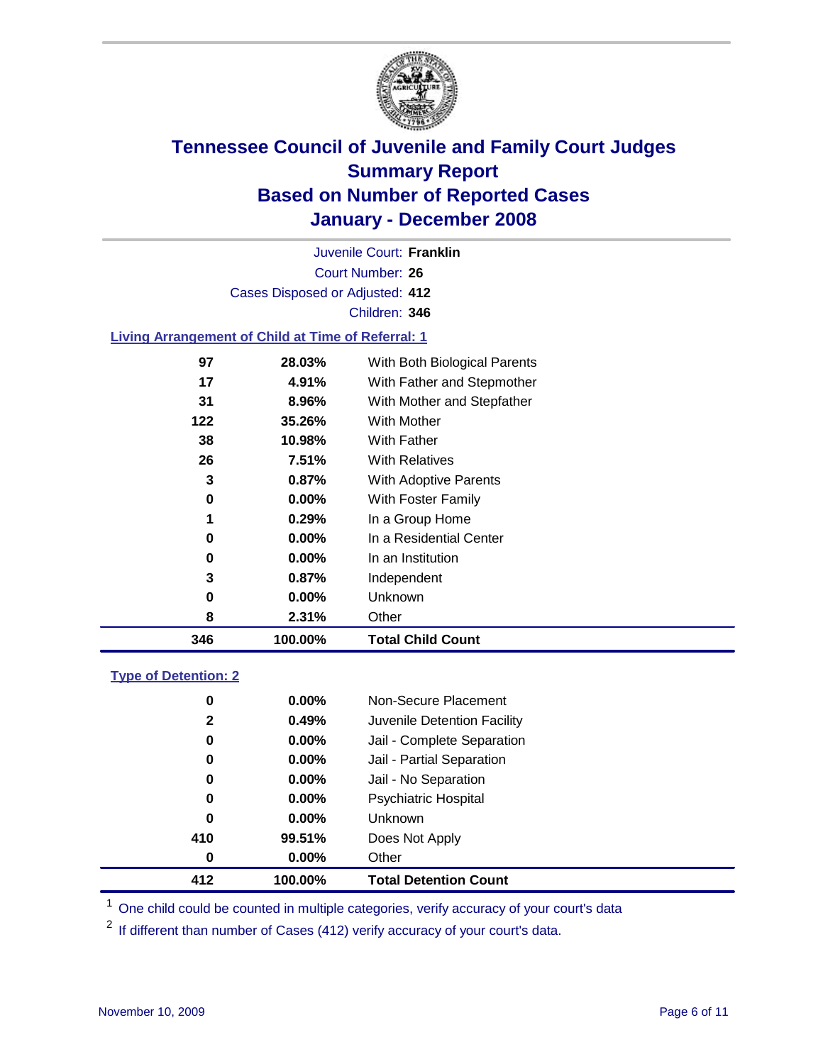# Tennessee Council of Juvenile and Family Court Judges
## Summary Report
## Based on Number of Reported Cases
## January - December 2008

Juvenile Court: **Franklin**

Court Number: **26**

Cases Disposed or Adjusted: **412**

Children: **346**

### Living Arrangement of Child at Time of Referral: 1

| Count | Percent | Category |
|---|---|---|
| 97 | 28.03% | With Both Biological Parents |
| 17 | 4.91% | With Father and Stepmother |
| 31 | 8.96% | With Mother and Stepfather |
| 122 | 35.26% | With Mother |
| 38 | 10.98% | With Father |
| 26 | 7.51% | With Relatives |
| 3 | 0.87% | With Adoptive Parents |
| 0 | 0.00% | With Foster Family |
| 1 | 0.29% | In a Group Home |
| 0 | 0.00% | In a Residential Center |
| 0 | 0.00% | In an Institution |
| 3 | 0.87% | Independent |
| 0 | 0.00% | Unknown |
| 8 | 2.31% | Other |
| **346** | **100.00%** | **Total Child Count** |

### Type of Detention: 2

| Count | Percent | Category |
|---|---|---|
| 0 | 0.00% | Non-Secure Placement |
| 2 | 0.49% | Juvenile Detention Facility |
| 0 | 0.00% | Jail - Complete Separation |
| 0 | 0.00% | Jail - Partial Separation |
| 0 | 0.00% | Jail - No Separation |
| 0 | 0.00% | Psychiatric Hospital |
| 0 | 0.00% | Unknown |
| 410 | 99.51% | Does Not Apply |
| 0 | 0.00% | Other |
| **412** | **100.00%** | **Total Detention Count** |

[1] One child could be counted in multiple categories, verify accuracy of your court's data

[2] If different than number of Cases (412) verify accuracy of your court's data.

November 10, 2009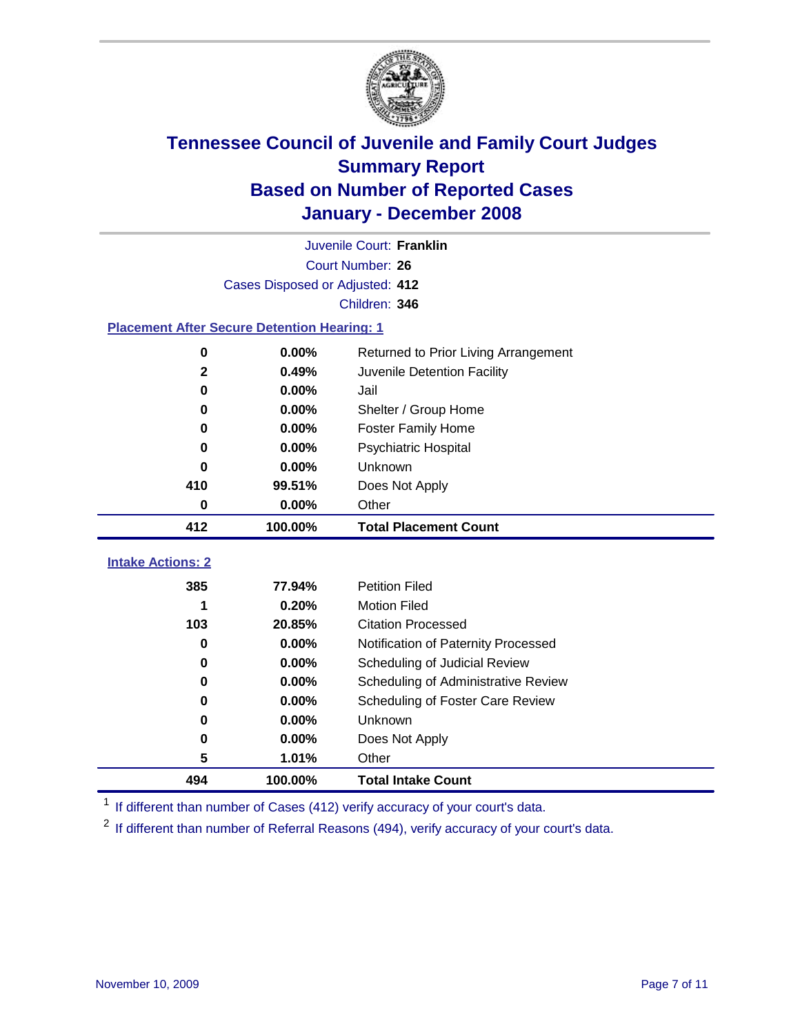# Tennessee Council of Juvenile and Family Court Judges
# Summary Report
# Based on Number of Reported Cases
# January - December 2008

Juvenile Court: **Franklin**

Court Number: **26**

Cases Disposed or Adjusted: **412**

Children: **346**

### Placement After Secure Detention Hearing: 1

| | | |
|---|---|---|
| 0 | 0.00% | Returned to Prior Living Arrangement |
| 2 | 0.49% | Juvenile Detention Facility |
| 0 | 0.00% | Jail |
| 0 | 0.00% | Shelter / Group Home |
| 0 | 0.00% | Foster Family Home |
| 0 | 0.00% | Psychiatric Hospital |
| 0 | 0.00% | Unknown |
| 410 | 99.51% | Does Not Apply |
| 0 | 0.00% | Other |
| **412** | **100.00%** | **Total Placement Count** |

### Intake Actions: 2

| | | |
|---|---|---|
| 385 | 77.94% | Petition Filed |
| 1 | 0.20% | Motion Filed |
| 103 | 20.85% | Citation Processed |
| 0 | 0.00% | Notification of Paternity Processed |
| 0 | 0.00% | Scheduling of Judicial Review |
| 0 | 0.00% | Scheduling of Administrative Review |
| 0 | 0.00% | Scheduling of Foster Care Review |
| 0 | 0.00% | Unknown |
| 0 | 0.00% | Does Not Apply |
| 5 | 1.01% | Other |
| **494** | **100.00%** | **Total Intake Count** |

[1] If different than number of Cases (412) verify accuracy of your court's data.

[2] If different than number of Referral Reasons (494), verify accuracy of your court's data.

November 10, 2009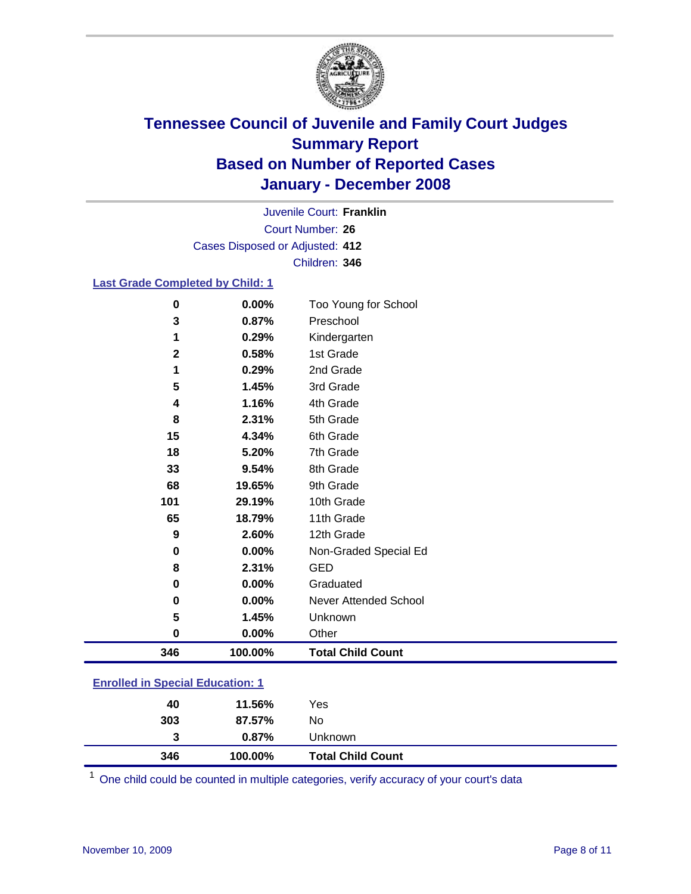# Tennessee Council of Juvenile and Family Court Judges
## Summary Report
## Based on Number of Reported Cases
## January - December 2008

Juvenile Court: **Franklin**

Court Number: **26**

Cases Disposed or Adjusted: **412**

Children: **346**

### Last Grade Completed by Child: 1

| | | |
|---|---|---|
| 0 | 0.00% | Too Young for School |
| 3 | 0.87% | Preschool |
| 1 | 0.29% | Kindergarten |
| 2 | 0.58% | 1st Grade |
| 1 | 0.29% | 2nd Grade |
| 5 | 1.45% | 3rd Grade |
| 4 | 1.16% | 4th Grade |
| 8 | 2.31% | 5th Grade |
| 15 | 4.34% | 6th Grade |
| 18 | 5.20% | 7th Grade |
| 33 | 9.54% | 8th Grade |
| 68 | 19.65% | 9th Grade |
| 101 | 29.19% | 10th Grade |
| 65 | 18.79% | 11th Grade |
| 9 | 2.60% | 12th Grade |
| 0 | 0.00% | Non-Graded Special Ed |
| 8 | 2.31% | GED |
| 0 | 0.00% | Graduated |
| 0 | 0.00% | Never Attended School |
| 5 | 1.45% | Unknown |
| 0 | 0.00% | Other |
| **346** | **100.00%** | **Total Child Count** |

### Enrolled in Special Education: 1

| | | |
|---|---|---|
| 40 | 11.56% | Yes |
| 303 | 87.57% | No |
| 3 | 0.87% | Unknown |
| **346** | **100.00%** | **Total Child Count** |

[1] One child could be counted in multiple categories, verify accuracy of your court's data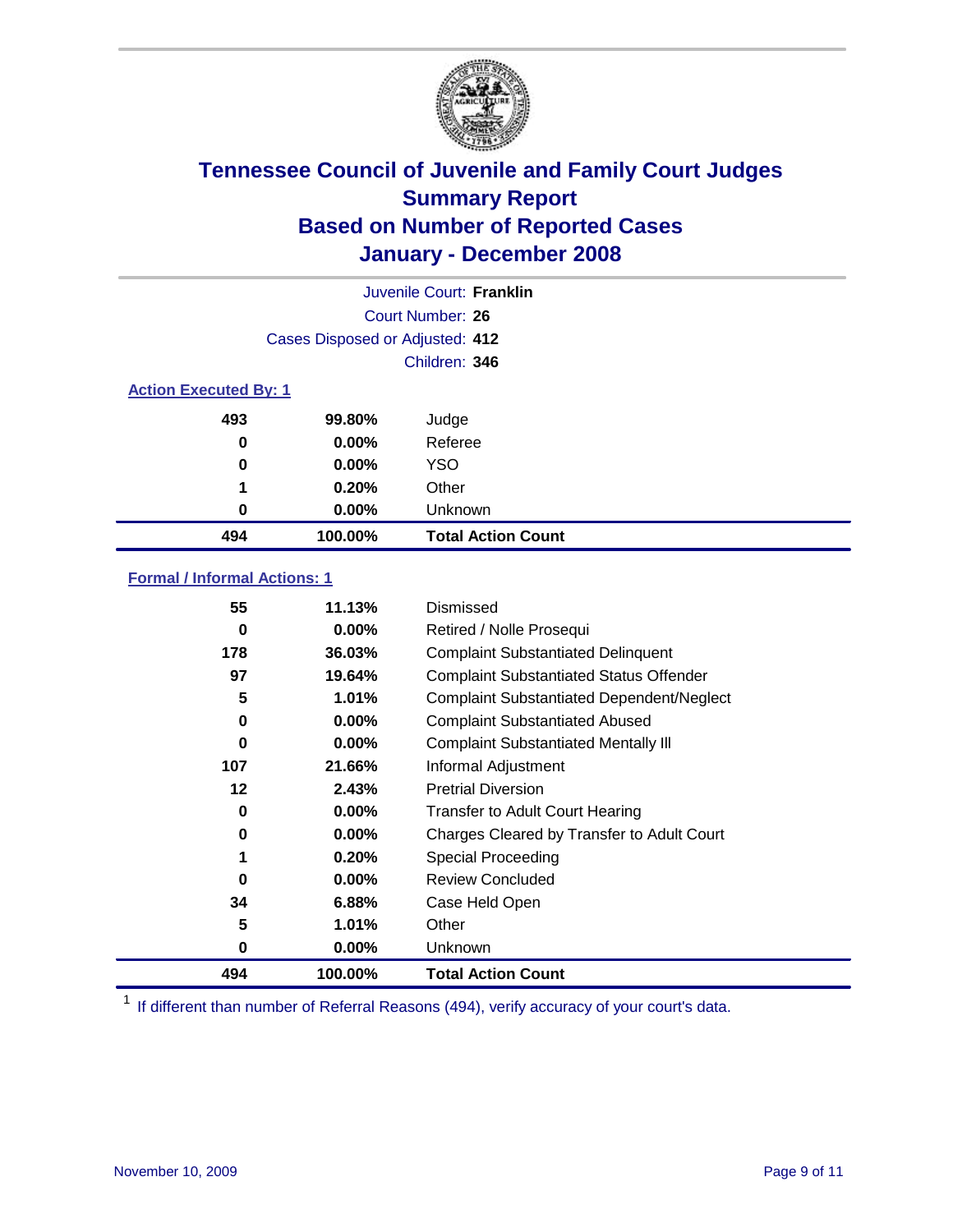# Tennessee Council of Juvenile and Family Court Judges
## Summary Report
## Based on Number of Reported Cases
## January - December 2008

Juvenile Court: **Franklin**

Court Number: **26**

Cases Disposed or Adjusted: **412**

Children: **346**

### Action Executed By: 1

| | | |
|---|---|---|
| 493 | 99.80% | Judge |
| 0 | 0.00% | Referee |
| 0 | 0.00% | YSO |
| 1 | 0.20% | Other |
| 0 | 0.00% | Unknown |
| **494** | **100.00%** | **Total Action Count** |

### Formal / Informal Actions: 1

| | | |
|---|---|---|
| 55 | 11.13% | Dismissed |
| 0 | 0.00% | Retired / Nolle Prosequi |
| 178 | 36.03% | Complaint Substantiated Delinquent |
| 97 | 19.64% | Complaint Substantiated Status Offender |
| 5 | 1.01% | Complaint Substantiated Dependent/Neglect |
| 0 | 0.00% | Complaint Substantiated Abused |
| 0 | 0.00% | Complaint Substantiated Mentally Ill |
| 107 | 21.66% | Informal Adjustment |
| 12 | 2.43% | Pretrial Diversion |
| 0 | 0.00% | Transfer to Adult Court Hearing |
| 0 | 0.00% | Charges Cleared by Transfer to Adult Court |
| 1 | 0.20% | Special Proceeding |
| 0 | 0.00% | Review Concluded |
| 34 | 6.88% | Case Held Open |
| 5 | 1.01% | Other |
| 0 | 0.00% | Unknown |
| **494** | **100.00%** | **Total Action Count** |

[1] If different than number of Referral Reasons (494), verify accuracy of your court's data.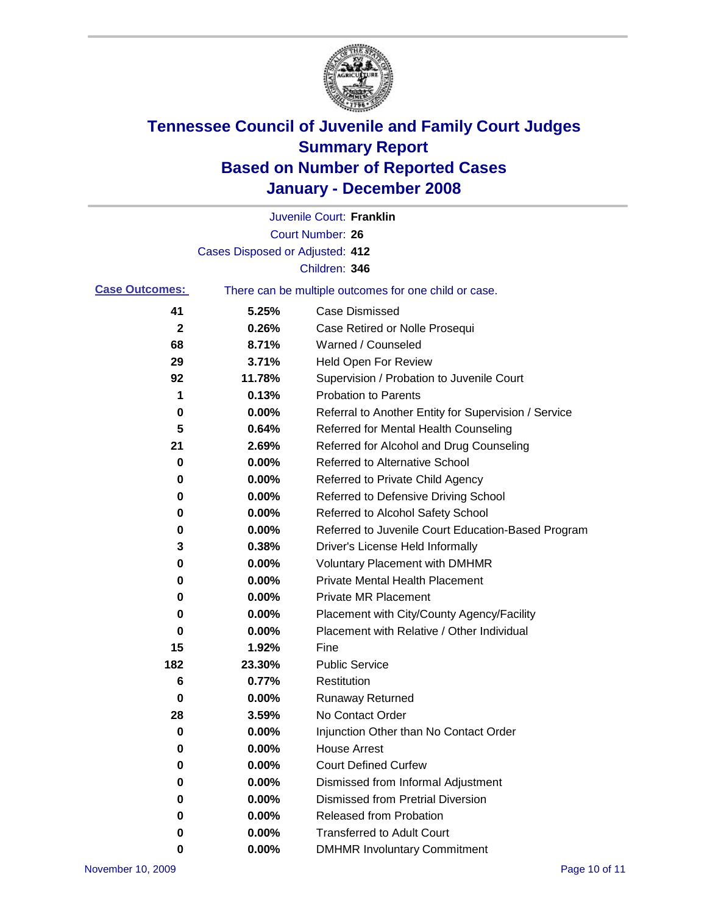# Tennessee Council of Juvenile and Family Court Judges
# Summary Report
# Based on Number of Reported Cases
# January - December 2008

Juvenile Court: **Franklin**
Court Number: **26**
Cases Disposed or Adjusted: **412**
Children: **346**

**Case Outcomes:** There can be multiple outcomes for one child or case.

| Count | Percent | Outcome |
|---|---|---|
| 41 | 5.25% | Case Dismissed |
| 2 | 0.26% | Case Retired or Nolle Prosequi |
| 68 | 8.71% | Warned / Counseled |
| 29 | 3.71% | Held Open For Review |
| 92 | 11.78% | Supervision / Probation to Juvenile Court |
| 1 | 0.13% | Probation to Parents |
| 0 | 0.00% | Referral to Another Entity for Supervision / Service |
| 5 | 0.64% | Referred for Mental Health Counseling |
| 21 | 2.69% | Referred for Alcohol and Drug Counseling |
| 0 | 0.00% | Referred to Alternative School |
| 0 | 0.00% | Referred to Private Child Agency |
| 0 | 0.00% | Referred to Defensive Driving School |
| 0 | 0.00% | Referred to Alcohol Safety School |
| 0 | 0.00% | Referred to Juvenile Court Education-Based Program |
| 3 | 0.38% | Driver's License Held Informally |
| 0 | 0.00% | Voluntary Placement with DMHMR |
| 0 | 0.00% | Private Mental Health Placement |
| 0 | 0.00% | Private MR Placement |
| 0 | 0.00% | Placement with City/County Agency/Facility |
| 0 | 0.00% | Placement with Relative / Other Individual |
| 15 | 1.92% | Fine |
| 182 | 23.30% | Public Service |
| 6 | 0.77% | Restitution |
| 0 | 0.00% | Runaway Returned |
| 28 | 3.59% | No Contact Order |
| 0 | 0.00% | Injunction Other than No Contact Order |
| 0 | 0.00% | House Arrest |
| 0 | 0.00% | Court Defined Curfew |
| 0 | 0.00% | Dismissed from Informal Adjustment |
| 0 | 0.00% | Dismissed from Pretrial Diversion |
| 0 | 0.00% | Released from Probation |
| 0 | 0.00% | Transferred to Adult Court |
| 0 | 0.00% | DMHMR Involuntary Commitment |

November 10, 2009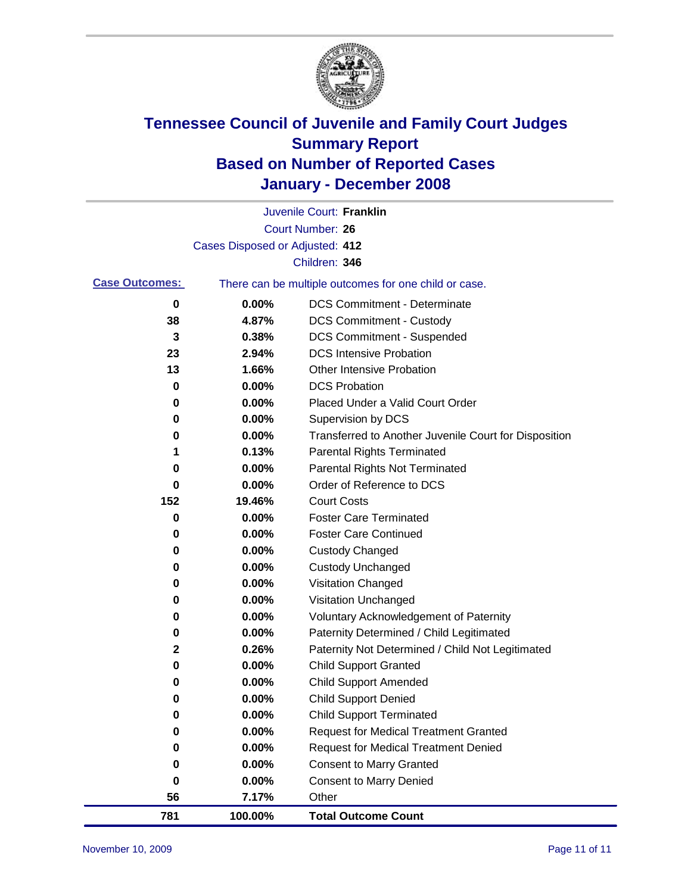# Tennessee Council of Juvenile and Family Court Judges
# Summary Report
# Based on Number of Reported Cases
# January - December 2008

Juvenile Court: **Franklin**

Court Number: **26**

Cases Disposed or Adjusted: **412**

Children: **346**

**Case Outcomes:** There can be multiple outcomes for one child or case.

| | | |
|---|---|---|
| 0 | 0.00% | DCS Commitment - Determinate |
| 38 | 4.87% | DCS Commitment - Custody |
| 3 | 0.38% | DCS Commitment - Suspended |
| 23 | 2.94% | DCS Intensive Probation |
| 13 | 1.66% | Other Intensive Probation |
| 0 | 0.00% | DCS Probation |
| 0 | 0.00% | Placed Under a Valid Court Order |
| 0 | 0.00% | Supervision by DCS |
| 0 | 0.00% | Transferred to Another Juvenile Court for Disposition |
| 1 | 0.13% | Parental Rights Terminated |
| 0 | 0.00% | Parental Rights Not Terminated |
| 0 | 0.00% | Order of Reference to DCS |
| 152 | 19.46% | Court Costs |
| 0 | 0.00% | Foster Care Terminated |
| 0 | 0.00% | Foster Care Continued |
| 0 | 0.00% | Custody Changed |
| 0 | 0.00% | Custody Unchanged |
| 0 | 0.00% | Visitation Changed |
| 0 | 0.00% | Visitation Unchanged |
| 0 | 0.00% | Voluntary Acknowledgement of Paternity |
| 0 | 0.00% | Paternity Determined / Child Legitimated |
| 2 | 0.26% | Paternity Not Determined / Child Not Legitimated |
| 0 | 0.00% | Child Support Granted |
| 0 | 0.00% | Child Support Amended |
| 0 | 0.00% | Child Support Denied |
| 0 | 0.00% | Child Support Terminated |
| 0 | 0.00% | Request for Medical Treatment Granted |
| 0 | 0.00% | Request for Medical Treatment Denied |
| 0 | 0.00% | Consent to Marry Granted |
| 0 | 0.00% | Consent to Marry Denied |
| 56 | 7.17% | Other |
| **781** | **100.00%** | **Total Outcome Count** |